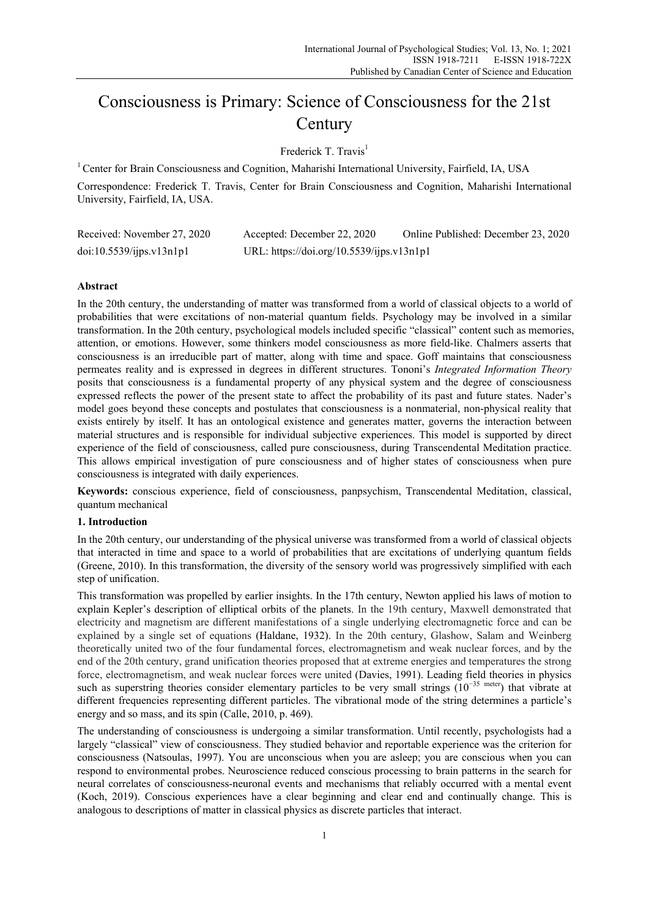# Consciousness is Primary: Science of Consciousness for the 21st Century

Frederick T. Travis[1]

[1] Center for Brain Consciousness and Cognition, Maharishi International University, Fairfield, IA, USA

Correspondence: Frederick T. Travis, Center for Brain Consciousness and Cognition, Maharishi International University, Fairfield, IA, USA.

Received: November 27, 2020 Accepted: December 22, 2020 Online Published: December 23, 2020

doi:10.5539/ijps.v13n1p1 URL: https://doi.org/10.5539/ijps.v13n1p1

**Abstract**

In the 20th century, the understanding of matter was transformed from a world of classical objects to a world of probabilities that were excitations of non-material quantum fields. Psychology may be involved in a similar transformation. In the 20th century, psychological models included specific "classical" content such as memories, attention, or emotions. However, some thinkers model consciousness as more field-like. Chalmers asserts that consciousness is an irreducible part of matter, along with time and space. Goff maintains that consciousness permeates reality and is expressed in degrees in different structures. Tononi's *Integrated Information Theory* posits that consciousness is a fundamental property of any physical system and the degree of consciousness expressed reflects the power of the present state to affect the probability of its past and future states. Nader's model goes beyond these concepts and postulates that consciousness is a nonmaterial, non-physical reality that exists entirely by itself. It has an ontological existence and generates matter, governs the interaction between material structures and is responsible for individual subjective experiences. This model is supported by direct experience of the field of consciousness, called pure consciousness, during Transcendental Meditation practice. This allows empirical investigation of pure consciousness and of higher states of consciousness when pure consciousness is integrated with daily experiences.

**Keywords:** conscious experience, field of consciousness, panpsychism, Transcendental Meditation, classical, quantum mechanical

## 1. Introduction

In the 20th century, our understanding of the physical universe was transformed from a world of classical objects that interacted in time and space to a world of probabilities that are excitations of underlying quantum fields (Greene, 2010). In this transformation, the diversity of the sensory world was progressively simplified with each step of unification.

This transformation was propelled by earlier insights. In the 17th century, Newton applied his laws of motion to explain Kepler's description of elliptical orbits of the planets. In the 19th century, Maxwell demonstrated that electricity and magnetism are different manifestations of a single underlying electromagnetic force and can be explained by a single set of equations (Haldane, 1932). In the 20th century, Glashow, Salam and Weinberg theoretically united two of the four fundamental forces, electromagnetism and weak nuclear forces, and by the end of the 20th century, grand unification theories proposed that at extreme energies and temperatures the strong force, electromagnetism, and weak nuclear forces were united (Davies, 1991). Leading field theories in physics such as superstring theories consider elementary particles to be very small strings ($10^{-35}$ meter) that vibrate at different frequencies representing different particles. The vibrational mode of the string determines a particle's energy and so mass, and its spin (Calle, 2010, p. 469).

The understanding of consciousness is undergoing a similar transformation. Until recently, psychologists had a largely "classical" view of consciousness. They studied behavior and reportable experience was the criterion for consciousness (Natsoulas, 1997). You are unconscious when you are asleep; you are conscious when you can respond to environmental probes. Neuroscience reduced conscious processing to brain patterns in the search for neural correlates of consciousness-neuronal events and mechanisms that reliably occurred with a mental event (Koch, 2019). Conscious experiences have a clear beginning and clear end and continually change. This is analogous to descriptions of matter in classical physics as discrete particles that interact.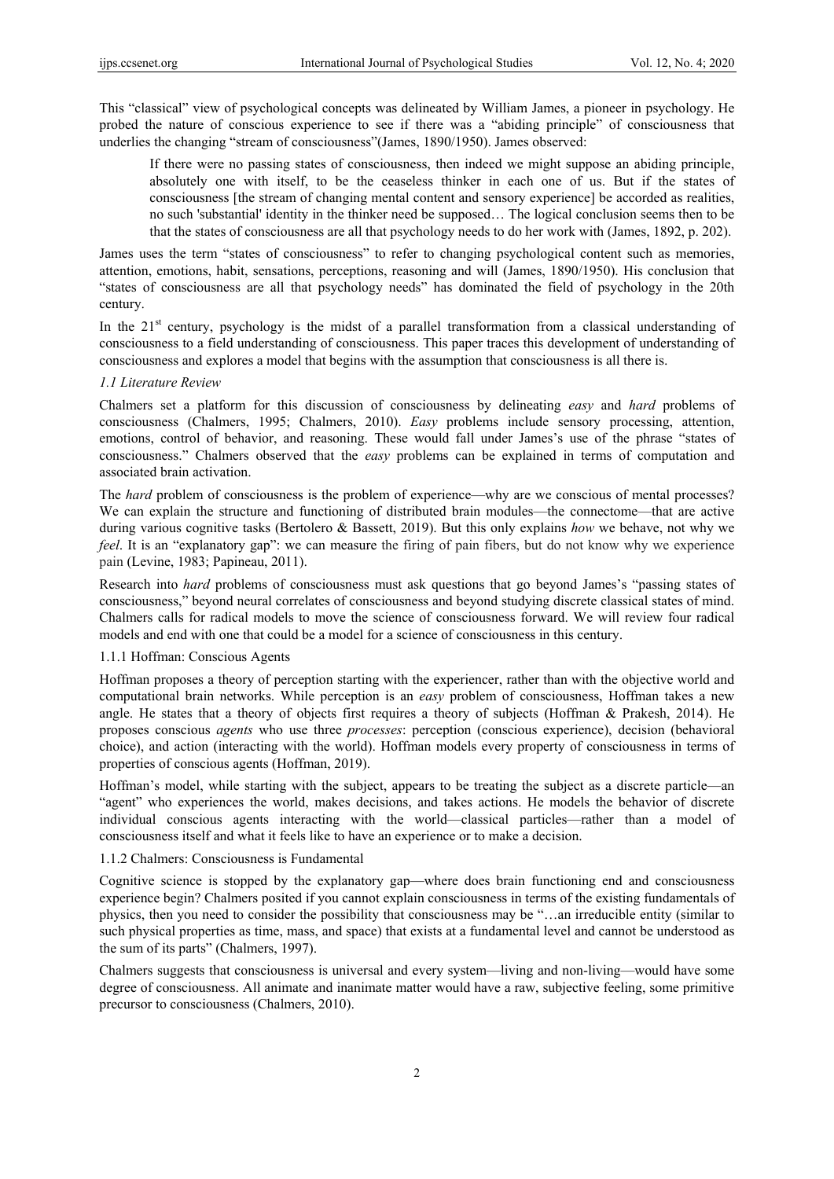This "classical" view of psychological concepts was delineated by William James, a pioneer in psychology. He probed the nature of conscious experience to see if there was a "abiding principle" of consciousness that underlies the changing "stream of consciousness"(James, 1890/1950). James observed:

> If there were no passing states of consciousness, then indeed we might suppose an abiding principle, absolutely one with itself, to be the ceaseless thinker in each one of us. But if the states of consciousness [the stream of changing mental content and sensory experience] be accorded as realities, no such 'substantial' identity in the thinker need be supposed… The logical conclusion seems then to be that the states of consciousness are all that psychology needs to do her work with (James, 1892, p. 202).

James uses the term "states of consciousness" to refer to changing psychological content such as memories, attention, emotions, habit, sensations, perceptions, reasoning and will (James, 1890/1950). His conclusion that "states of consciousness are all that psychology needs" has dominated the field of psychology in the 20th century.

In the 21st century, psychology is the midst of a parallel transformation from a classical understanding of consciousness to a field understanding of consciousness. This paper traces this development of understanding of consciousness and explores a model that begins with the assumption that consciousness is all there is.

### *1.1 Literature Review*

Chalmers set a platform for this discussion of consciousness by delineating *easy* and *hard* problems of consciousness (Chalmers, 1995; Chalmers, 2010). *Easy* problems include sensory processing, attention, emotions, control of behavior, and reasoning. These would fall under James's use of the phrase "states of consciousness." Chalmers observed that the *easy* problems can be explained in terms of computation and associated brain activation.

The *hard* problem of consciousness is the problem of experience—why are we conscious of mental processes? We can explain the structure and functioning of distributed brain modules—the connectome—that are active during various cognitive tasks (Bertolero & Bassett, 2019). But this only explains *how* we behave, not why we *feel*. It is an "explanatory gap": we can measure the firing of pain fibers, but do not know why we experience pain (Levine, 1983; Papineau, 2011).

Research into *hard* problems of consciousness must ask questions that go beyond James's "passing states of consciousness," beyond neural correlates of consciousness and beyond studying discrete classical states of mind. Chalmers calls for radical models to move the science of consciousness forward. We will review four radical models and end with one that could be a model for a science of consciousness in this century.

#### 1.1.1 Hoffman: Conscious Agents

Hoffman proposes a theory of perception starting with the experiencer, rather than with the objective world and computational brain networks. While perception is an *easy* problem of consciousness, Hoffman takes a new angle. He states that a theory of objects first requires a theory of subjects (Hoffman & Prakesh, 2014). He proposes conscious *agents* who use three *processes*: perception (conscious experience), decision (behavioral choice), and action (interacting with the world). Hoffman models every property of consciousness in terms of properties of conscious agents (Hoffman, 2019).

Hoffman's model, while starting with the subject, appears to be treating the subject as a discrete particle—an "agent" who experiences the world, makes decisions, and takes actions. He models the behavior of discrete individual conscious agents interacting with the world—classical particles—rather than a model of consciousness itself and what it feels like to have an experience or to make a decision.

#### 1.1.2 Chalmers: Consciousness is Fundamental

Cognitive science is stopped by the explanatory gap—where does brain functioning end and consciousness experience begin? Chalmers posited if you cannot explain consciousness in terms of the existing fundamentals of physics, then you need to consider the possibility that consciousness may be "…an irreducible entity (similar to such physical properties as time, mass, and space) that exists at a fundamental level and cannot be understood as the sum of its parts" (Chalmers, 1997).

Chalmers suggests that consciousness is universal and every system—living and non-living—would have some degree of consciousness. All animate and inanimate matter would have a raw, subjective feeling, some primitive precursor to consciousness (Chalmers, 2010).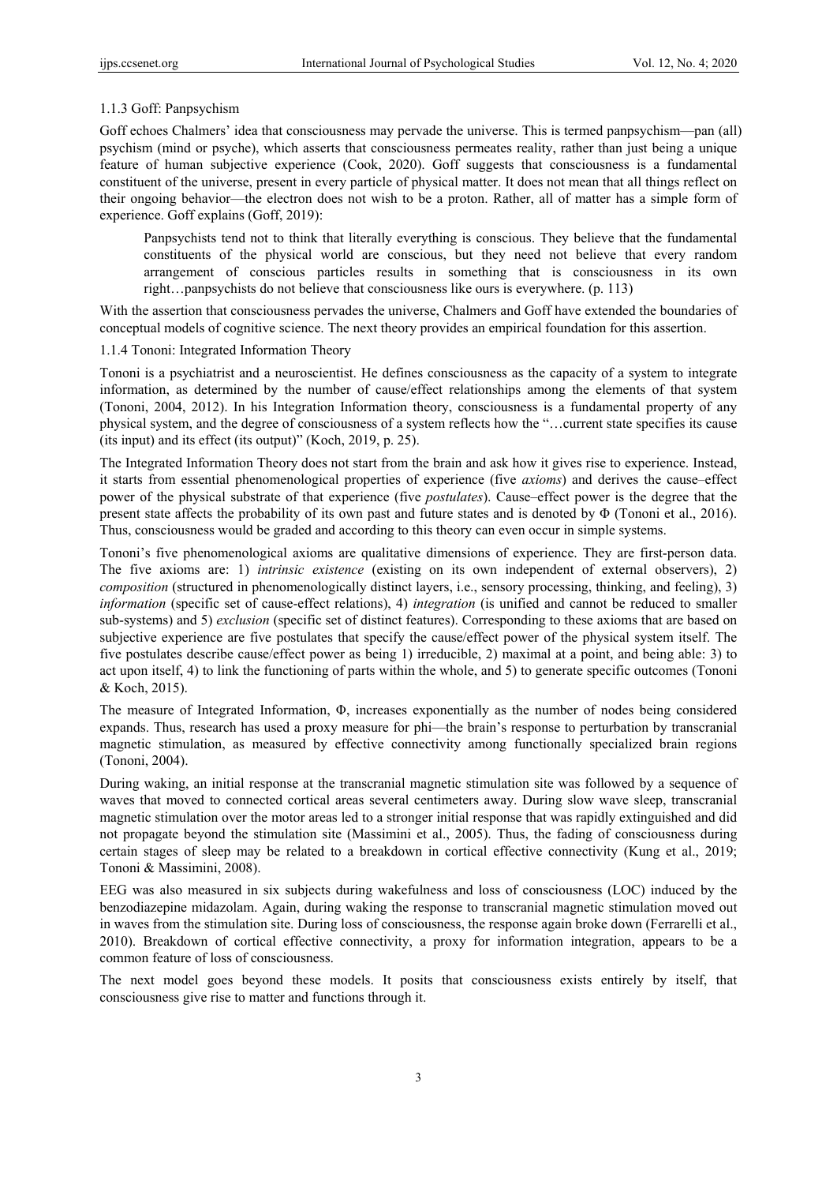#### 1.1.3 Goff: Panpsychism

Goff echoes Chalmers' idea that consciousness may pervade the universe. This is termed panpsychism—pan (all) psychism (mind or psyche), which asserts that consciousness permeates reality, rather than just being a unique feature of human subjective experience (Cook, 2020). Goff suggests that consciousness is a fundamental constituent of the universe, present in every particle of physical matter. It does not mean that all things reflect on their ongoing behavior—the electron does not wish to be a proton. Rather, all of matter has a simple form of experience. Goff explains (Goff, 2019):

> Panpsychists tend not to think that literally everything is conscious. They believe that the fundamental constituents of the physical world are conscious, but they need not believe that every random arrangement of conscious particles results in something that is consciousness in its own right…panpsychists do not believe that consciousness like ours is everywhere. (p. 113)

With the assertion that consciousness pervades the universe, Chalmers and Goff have extended the boundaries of conceptual models of cognitive science. The next theory provides an empirical foundation for this assertion.

#### 1.1.4 Tononi: Integrated Information Theory

Tononi is a psychiatrist and a neuroscientist. He defines consciousness as the capacity of a system to integrate information, as determined by the number of cause/effect relationships among the elements of that system (Tononi, 2004, 2012). In his Integration Information theory, consciousness is a fundamental property of any physical system, and the degree of consciousness of a system reflects how the "…current state specifies its cause (its input) and its effect (its output)" (Koch, 2019, p. 25).

The Integrated Information Theory does not start from the brain and ask how it gives rise to experience. Instead, it starts from essential phenomenological properties of experience (five *axioms*) and derives the cause–effect power of the physical substrate of that experience (five *postulates*). Cause–effect power is the degree that the present state affects the probability of its own past and future states and is denoted by $\Phi$ (Tononi et al., 2016). Thus, consciousness would be graded and according to this theory can even occur in simple systems.

Tononi's five phenomenological axioms are qualitative dimensions of experience. They are first-person data. The five axioms are: 1) *intrinsic existence* (existing on its own independent of external observers), 2) *composition* (structured in phenomenologically distinct layers, i.e., sensory processing, thinking, and feeling), 3) *information* (specific set of cause-effect relations), 4) *integration* (is unified and cannot be reduced to smaller sub-systems) and 5) *exclusion* (specific set of distinct features). Corresponding to these axioms that are based on subjective experience are five postulates that specify the cause/effect power of the physical system itself. The five postulates describe cause/effect power as being 1) irreducible, 2) maximal at a point, and being able: 3) to act upon itself, 4) to link the functioning of parts within the whole, and 5) to generate specific outcomes (Tononi & Koch, 2015).

The measure of Integrated Information, $\Phi$, increases exponentially as the number of nodes being considered expands. Thus, research has used a proxy measure for phi—the brain's response to perturbation by transcranial magnetic stimulation, as measured by effective connectivity among functionally specialized brain regions (Tononi, 2004).

During waking, an initial response at the transcranial magnetic stimulation site was followed by a sequence of waves that moved to connected cortical areas several centimeters away. During slow wave sleep, transcranial magnetic stimulation over the motor areas led to a stronger initial response that was rapidly extinguished and did not propagate beyond the stimulation site (Massimini et al., 2005). Thus, the fading of consciousness during certain stages of sleep may be related to a breakdown in cortical effective connectivity (Kung et al., 2019; Tononi & Massimini, 2008).

EEG was also measured in six subjects during wakefulness and loss of consciousness (LOC) induced by the benzodiazepine midazolam. Again, during waking the response to transcranial magnetic stimulation moved out in waves from the stimulation site. During loss of consciousness, the response again broke down (Ferrarelli et al., 2010). Breakdown of cortical effective connectivity, a proxy for information integration, appears to be a common feature of loss of consciousness.

The next model goes beyond these models. It posits that consciousness exists entirely by itself, that consciousness give rise to matter and functions through it.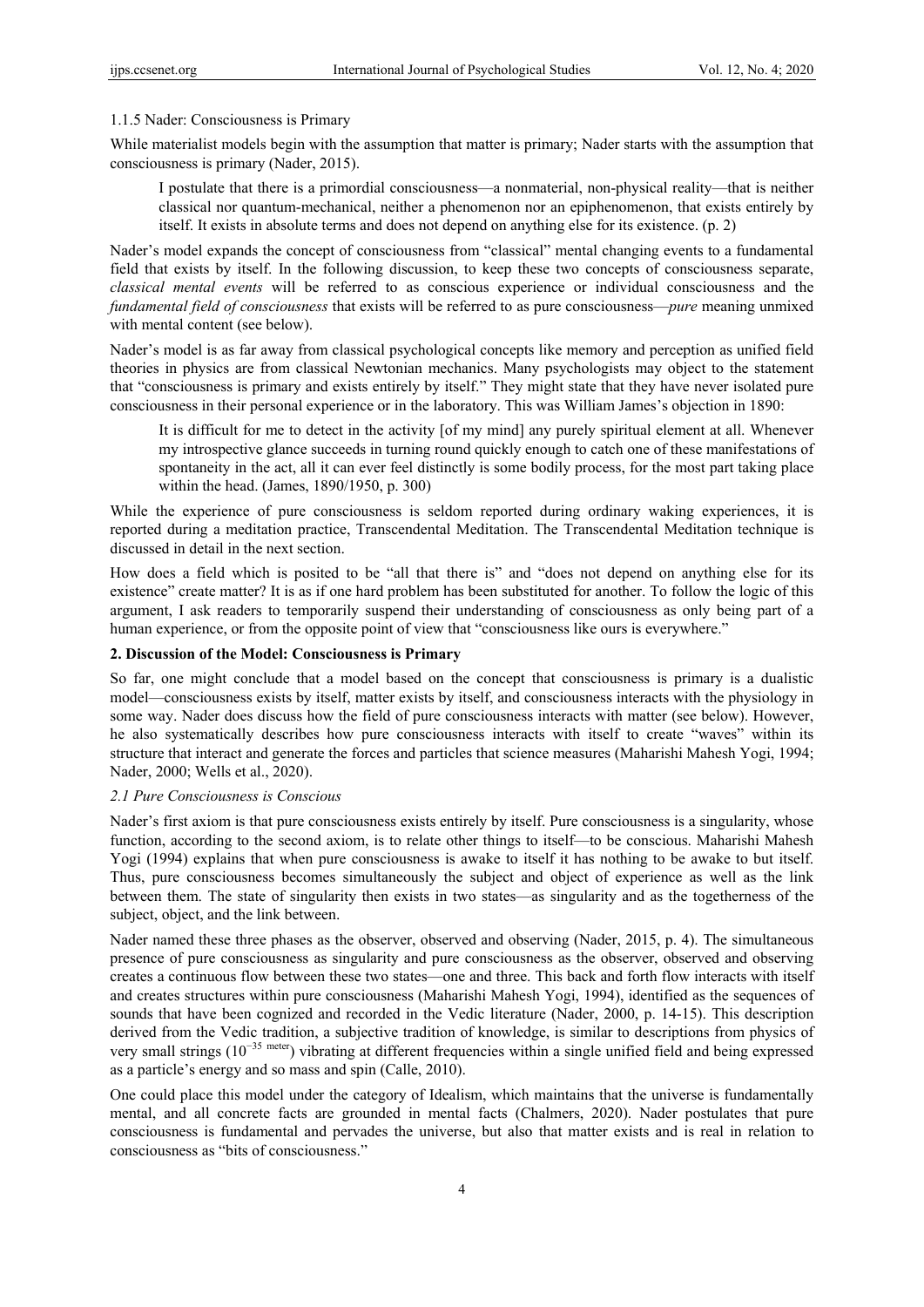#### 1.1.5 Nader: Consciousness is Primary

While materialist models begin with the assumption that matter is primary; Nader starts with the assumption that consciousness is primary (Nader, 2015).

> I postulate that there is a primordial consciousness—a nonmaterial, non-physical reality—that is neither classical nor quantum-mechanical, neither a phenomenon nor an epiphenomenon, that exists entirely by itself. It exists in absolute terms and does not depend on anything else for its existence. (p. 2)

Nader's model expands the concept of consciousness from "classical" mental changing events to a fundamental field that exists by itself. In the following discussion, to keep these two concepts of consciousness separate, *classical mental events* will be referred to as conscious experience or individual consciousness and the *fundamental field of consciousness* that exists will be referred to as pure consciousness—*pure* meaning unmixed with mental content (see below).

Nader's model is as far away from classical psychological concepts like memory and perception as unified field theories in physics are from classical Newtonian mechanics. Many psychologists may object to the statement that "consciousness is primary and exists entirely by itself." They might state that they have never isolated pure consciousness in their personal experience or in the laboratory. This was William James's objection in 1890:

> It is difficult for me to detect in the activity [of my mind] any purely spiritual element at all. Whenever my introspective glance succeeds in turning round quickly enough to catch one of these manifestations of spontaneity in the act, all it can ever feel distinctly is some bodily process, for the most part taking place within the head. (James, 1890/1950, p. 300)

While the experience of pure consciousness is seldom reported during ordinary waking experiences, it is reported during a meditation practice, Transcendental Meditation. The Transcendental Meditation technique is discussed in detail in the next section.

How does a field which is posited to be "all that there is" and "does not depend on anything else for its existence" create matter? It is as if one hard problem has been substituted for another. To follow the logic of this argument, I ask readers to temporarily suspend their understanding of consciousness as only being part of a human experience, or from the opposite point of view that "consciousness like ours is everywhere."

## 2. Discussion of the Model: Consciousness is Primary

So far, one might conclude that a model based on the concept that consciousness is primary is a dualistic model—consciousness exists by itself, matter exists by itself, and consciousness interacts with the physiology in some way. Nader does discuss how the field of pure consciousness interacts with matter (see below). However, he also systematically describes how pure consciousness interacts with itself to create "waves" within its structure that interact and generate the forces and particles that science measures (Maharishi Mahesh Yogi, 1994; Nader, 2000; Wells et al., 2020).

### *2.1 Pure Consciousness is Conscious*

Nader's first axiom is that pure consciousness exists entirely by itself. Pure consciousness is a singularity, whose function, according to the second axiom, is to relate other things to itself—to be conscious. Maharishi Mahesh Yogi (1994) explains that when pure consciousness is awake to itself it has nothing to be awake to but itself. Thus, pure consciousness becomes simultaneously the subject and object of experience as well as the link between them. The state of singularity then exists in two states—as singularity and as the togetherness of the subject, object, and the link between.

Nader named these three phases as the observer, observed and observing (Nader, 2015, p. 4). The simultaneous presence of pure consciousness as singularity and pure consciousness as the observer, observed and observing creates a continuous flow between these two states—one and three. This back and forth flow interacts with itself and creates structures within pure consciousness (Maharishi Mahesh Yogi, 1994), identified as the sequences of sounds that have been cognized and recorded in the Vedic literature (Nader, 2000, p. 14-15). This description derived from the Vedic tradition, a subjective tradition of knowledge, is similar to descriptions from physics of very small strings ($10^{-35 \text{ meter}}$) vibrating at different frequencies within a single unified field and being expressed as a particle's energy and so mass and spin (Calle, 2010).

One could place this model under the category of Idealism, which maintains that the universe is fundamentally mental, and all concrete facts are grounded in mental facts (Chalmers, 2020). Nader postulates that pure consciousness is fundamental and pervades the universe, but also that matter exists and is real in relation to consciousness as "bits of consciousness."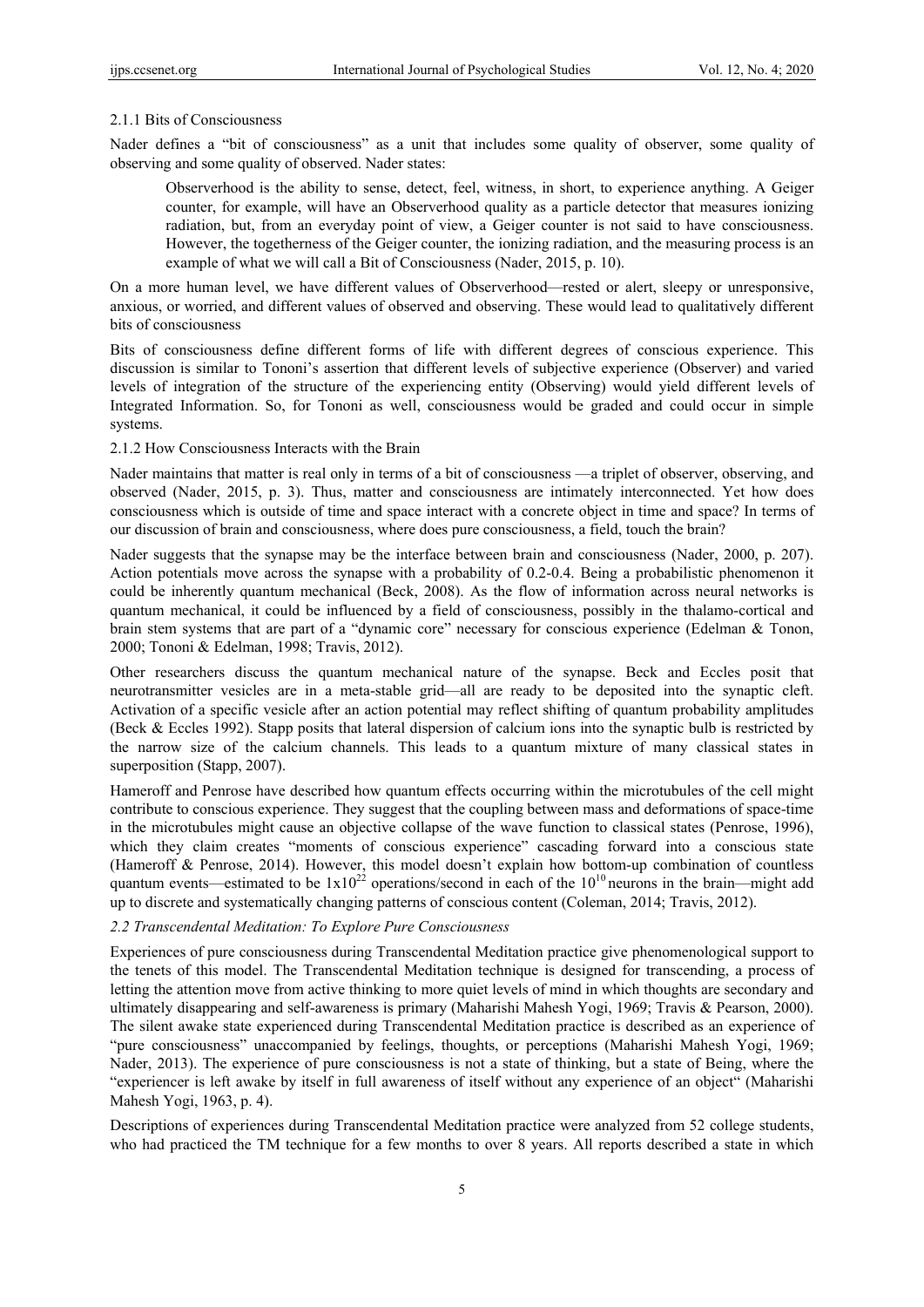#### 2.1.1 Bits of Consciousness

Nader defines a "bit of consciousness" as a unit that includes some quality of observer, some quality of observing and some quality of observed. Nader states:

> Observerhood is the ability to sense, detect, feel, witness, in short, to experience anything. A Geiger counter, for example, will have an Observerhood quality as a particle detector that measures ionizing radiation, but, from an everyday point of view, a Geiger counter is not said to have consciousness. However, the togetherness of the Geiger counter, the ionizing radiation, and the measuring process is an example of what we will call a Bit of Consciousness (Nader, 2015, p. 10).

On a more human level, we have different values of Observerhood—rested or alert, sleepy or unresponsive, anxious, or worried, and different values of observed and observing. These would lead to qualitatively different bits of consciousness

Bits of consciousness define different forms of life with different degrees of conscious experience. This discussion is similar to Tononi's assertion that different levels of subjective experience (Observer) and varied levels of integration of the structure of the experiencing entity (Observing) would yield different levels of Integrated Information. So, for Tononi as well, consciousness would be graded and could occur in simple systems.

#### 2.1.2 How Consciousness Interacts with the Brain

Nader maintains that matter is real only in terms of a bit of consciousness —a triplet of observer, observing, and observed (Nader, 2015, p. 3). Thus, matter and consciousness are intimately interconnected. Yet how does consciousness which is outside of time and space interact with a concrete object in time and space? In terms of our discussion of brain and consciousness, where does pure consciousness, a field, touch the brain?

Nader suggests that the synapse may be the interface between brain and consciousness (Nader, 2000, p. 207). Action potentials move across the synapse with a probability of 0.2-0.4. Being a probabilistic phenomenon it could be inherently quantum mechanical (Beck, 2008). As the flow of information across neural networks is quantum mechanical, it could be influenced by a field of consciousness, possibly in the thalamo-cortical and brain stem systems that are part of a "dynamic core" necessary for conscious experience (Edelman & Tonon, 2000; Tononi & Edelman, 1998; Travis, 2012).

Other researchers discuss the quantum mechanical nature of the synapse. Beck and Eccles posit that neurotransmitter vesicles are in a meta-stable grid—all are ready to be deposited into the synaptic cleft. Activation of a specific vesicle after an action potential may reflect shifting of quantum probability amplitudes (Beck & Eccles 1992). Stapp posits that lateral dispersion of calcium ions into the synaptic bulb is restricted by the narrow size of the calcium channels. This leads to a quantum mixture of many classical states in superposition (Stapp, 2007).

Hameroff and Penrose have described how quantum effects occurring within the microtubules of the cell might contribute to conscious experience. They suggest that the coupling between mass and deformations of space-time in the microtubules might cause an objective collapse of the wave function to classical states (Penrose, 1996), which they claim creates "moments of conscious experience" cascading forward into a conscious state (Hameroff & Penrose, 2014). However, this model doesn't explain how bottom-up combination of countless quantum events—estimated to be $1\text{x}10^{22}$ operations/second in each of the $10^{10}$ neurons in the brain—might add up to discrete and systematically changing patterns of conscious content (Coleman, 2014; Travis, 2012).

### *2.2 Transcendental Meditation: To Explore Pure Consciousness*

Experiences of pure consciousness during Transcendental Meditation practice give phenomenological support to the tenets of this model. The Transcendental Meditation technique is designed for transcending, a process of letting the attention move from active thinking to more quiet levels of mind in which thoughts are secondary and ultimately disappearing and self-awareness is primary (Maharishi Mahesh Yogi, 1969; Travis & Pearson, 2000). The silent awake state experienced during Transcendental Meditation practice is described as an experience of "pure consciousness" unaccompanied by feelings, thoughts, or perceptions (Maharishi Mahesh Yogi, 1969; Nader, 2013). The experience of pure consciousness is not a state of thinking, but a state of Being, where the "experiencer is left awake by itself in full awareness of itself without any experience of an object" (Maharishi Mahesh Yogi, 1963, p. 4).

Descriptions of experiences during Transcendental Meditation practice were analyzed from 52 college students, who had practiced the TM technique for a few months to over 8 years. All reports described a state in which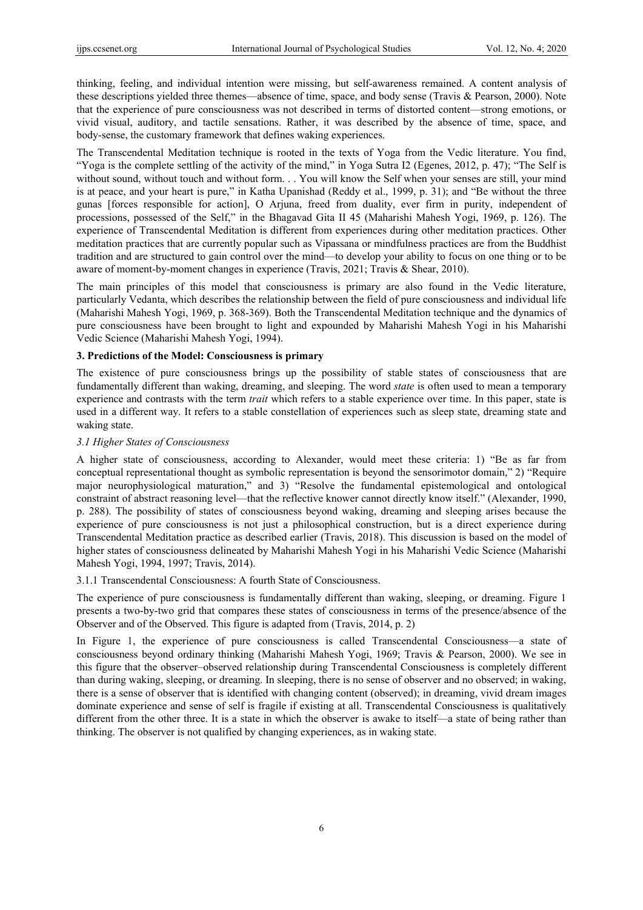thinking, feeling, and individual intention were missing, but self-awareness remained. A content analysis of these descriptions yielded three themes—absence of time, space, and body sense (Travis & Pearson, 2000). Note that the experience of pure consciousness was not described in terms of distorted content—strong emotions, or vivid visual, auditory, and tactile sensations. Rather, it was described by the absence of time, space, and body-sense, the customary framework that defines waking experiences.

The Transcendental Meditation technique is rooted in the texts of Yoga from the Vedic literature. You find, "Yoga is the complete settling of the activity of the mind," in Yoga Sutra I2 (Egenes, 2012, p. 47); "The Self is without sound, without touch and without form. . . You will know the Self when your senses are still, your mind is at peace, and your heart is pure," in Katha Upanishad (Reddy et al., 1999, p. 31); and "Be without the three gunas [forces responsible for action], O Arjuna, freed from duality, ever firm in purity, independent of processions, possessed of the Self," in the Bhagavad Gita II 45 (Maharishi Mahesh Yogi, 1969, p. 126). The experience of Transcendental Meditation is different from experiences during other meditation practices. Other meditation practices that are currently popular such as Vipassana or mindfulness practices are from the Buddhist tradition and are structured to gain control over the mind—to develop your ability to focus on one thing or to be aware of moment-by-moment changes in experience (Travis, 2021; Travis & Shear, 2010).

The main principles of this model that consciousness is primary are also found in the Vedic literature, particularly Vedanta, which describes the relationship between the field of pure consciousness and individual life (Maharishi Mahesh Yogi, 1969, p. 368-369). Both the Transcendental Meditation technique and the dynamics of pure consciousness have been brought to light and expounded by Maharishi Mahesh Yogi in his Maharishi Vedic Science (Maharishi Mahesh Yogi, 1994).

## 3. Predictions of the Model: Consciousness is primary

The existence of pure consciousness brings up the possibility of stable states of consciousness that are fundamentally different than waking, dreaming, and sleeping. The word *state* is often used to mean a temporary experience and contrasts with the term *trait* which refers to a stable experience over time. In this paper, state is used in a different way. It refers to a stable constellation of experiences such as sleep state, dreaming state and waking state.

### *3.1 Higher States of Consciousness*

A higher state of consciousness, according to Alexander, would meet these criteria: 1) "Be as far from conceptual representational thought as symbolic representation is beyond the sensorimotor domain," 2) "Require major neurophysiological maturation," and 3) "Resolve the fundamental epistemological and ontological constraint of abstract reasoning level—that the reflective knower cannot directly know itself." (Alexander, 1990, p. 288). The possibility of states of consciousness beyond waking, dreaming and sleeping arises because the experience of pure consciousness is not just a philosophical construction, but is a direct experience during Transcendental Meditation practice as described earlier (Travis, 2018). This discussion is based on the model of higher states of consciousness delineated by Maharishi Mahesh Yogi in his Maharishi Vedic Science (Maharishi Mahesh Yogi, 1994, 1997; Travis, 2014).

#### 3.1.1 Transcendental Consciousness: A fourth State of Consciousness.

The experience of pure consciousness is fundamentally different than waking, sleeping, or dreaming. Figure 1 presents a two-by-two grid that compares these states of consciousness in terms of the presence/absence of the Observer and of the Observed. This figure is adapted from (Travis, 2014, p. 2)

In Figure 1, the experience of pure consciousness is called Transcendental Consciousness—a state of consciousness beyond ordinary thinking (Maharishi Mahesh Yogi, 1969; Travis & Pearson, 2000). We see in this figure that the observer–observed relationship during Transcendental Consciousness is completely different than during waking, sleeping, or dreaming. In sleeping, there is no sense of observer and no observed; in waking, there is a sense of observer that is identified with changing content (observed); in dreaming, vivid dream images dominate experience and sense of self is fragile if existing at all. Transcendental Consciousness is qualitatively different from the other three. It is a state in which the observer is awake to itself—a state of being rather than thinking. The observer is not qualified by changing experiences, as in waking state.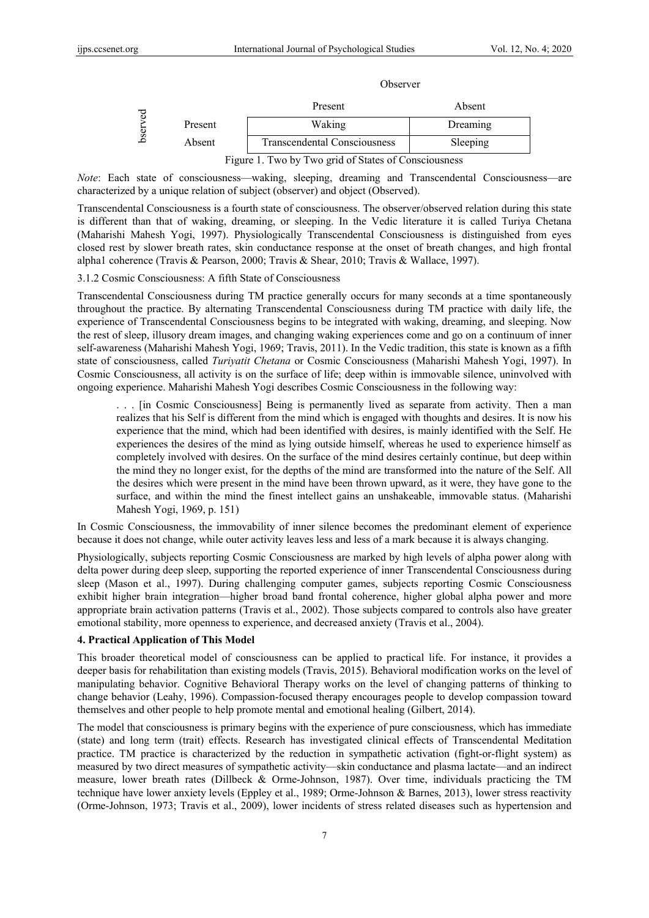| | | Observer | |
|---|---|---|---|
| | | Present | Absent |
| Observed | Present | Waking | Dreaming |
| | Absent | Transcendental Consciousness | Sleeping |

Figure 1. Two by Two grid of States of Consciousness

*Note*: Each state of consciousness—waking, sleeping, dreaming and Transcendental Consciousness—are characterized by a unique relation of subject (observer) and object (Observed).

Transcendental Consciousness is a fourth state of consciousness. The observer/observed relation during this state is different than that of waking, dreaming, or sleeping. In the Vedic literature it is called Turiya Chetana (Maharishi Mahesh Yogi, 1997). Physiologically Transcendental Consciousness is distinguished from eyes closed rest by slower breath rates, skin conductance response at the onset of breath changes, and high frontal alpha1 coherence (Travis & Pearson, 2000; Travis & Shear, 2010; Travis & Wallace, 1997).

#### 3.1.2 Cosmic Consciousness: A fifth State of Consciousness

Transcendental Consciousness during TM practice generally occurs for many seconds at a time spontaneously throughout the practice. By alternating Transcendental Consciousness during TM practice with daily life, the experience of Transcendental Consciousness begins to be integrated with waking, dreaming, and sleeping. Now the rest of sleep, illusory dream images, and changing waking experiences come and go on a continuum of inner self-awareness (Maharishi Mahesh Yogi, 1969; Travis, 2011). In the Vedic tradition, this state is known as a fifth state of consciousness, called *Turiyatit Chetana* or Cosmic Consciousness (Maharishi Mahesh Yogi, 1997). In Cosmic Consciousness, all activity is on the surface of life; deep within is immovable silence, uninvolved with ongoing experience. Maharishi Mahesh Yogi describes Cosmic Consciousness in the following way:

> . . . [in Cosmic Consciousness] Being is permanently lived as separate from activity. Then a man realizes that his Self is different from the mind which is engaged with thoughts and desires. It is now his experience that the mind, which had been identified with desires, is mainly identified with the Self. He experiences the desires of the mind as lying outside himself, whereas he used to experience himself as completely involved with desires. On the surface of the mind desires certainly continue, but deep within the mind they no longer exist, for the depths of the mind are transformed into the nature of the Self. All the desires which were present in the mind have been thrown upward, as it were, they have gone to the surface, and within the mind the finest intellect gains an unshakeable, immovable status. (Maharishi Mahesh Yogi, 1969, p. 151)

In Cosmic Consciousness, the immovability of inner silence becomes the predominant element of experience because it does not change, while outer activity leaves less and less of a mark because it is always changing.

Physiologically, subjects reporting Cosmic Consciousness are marked by high levels of alpha power along with delta power during deep sleep, supporting the reported experience of inner Transcendental Consciousness during sleep (Mason et al., 1997). During challenging computer games, subjects reporting Cosmic Consciousness exhibit higher brain integration—higher broad band frontal coherence, higher global alpha power and more appropriate brain activation patterns (Travis et al., 2002). Those subjects compared to controls also have greater emotional stability, more openness to experience, and decreased anxiety (Travis et al., 2004).

## 4. Practical Application of This Model

This broader theoretical model of consciousness can be applied to practical life. For instance, it provides a deeper basis for rehabilitation than existing models (Travis, 2015). Behavioral modification works on the level of manipulating behavior. Cognitive Behavioral Therapy works on the level of changing patterns of thinking to change behavior (Leahy, 1996). Compassion-focused therapy encourages people to develop compassion toward themselves and other people to help promote mental and emotional healing (Gilbert, 2014).

The model that consciousness is primary begins with the experience of pure consciousness, which has immediate (state) and long term (trait) effects. Research has investigated clinical effects of Transcendental Meditation practice. TM practice is characterized by the reduction in sympathetic activation (fight-or-flight system) as measured by two direct measures of sympathetic activity—skin conductance and plasma lactate—and an indirect measure, lower breath rates (Dillbeck & Orme-Johnson, 1987). Over time, individuals practicing the TM technique have lower anxiety levels (Eppley et al., 1989; Orme-Johnson & Barnes, 2013), lower stress reactivity (Orme-Johnson, 1973; Travis et al., 2009), lower incidents of stress related diseases such as hypertension and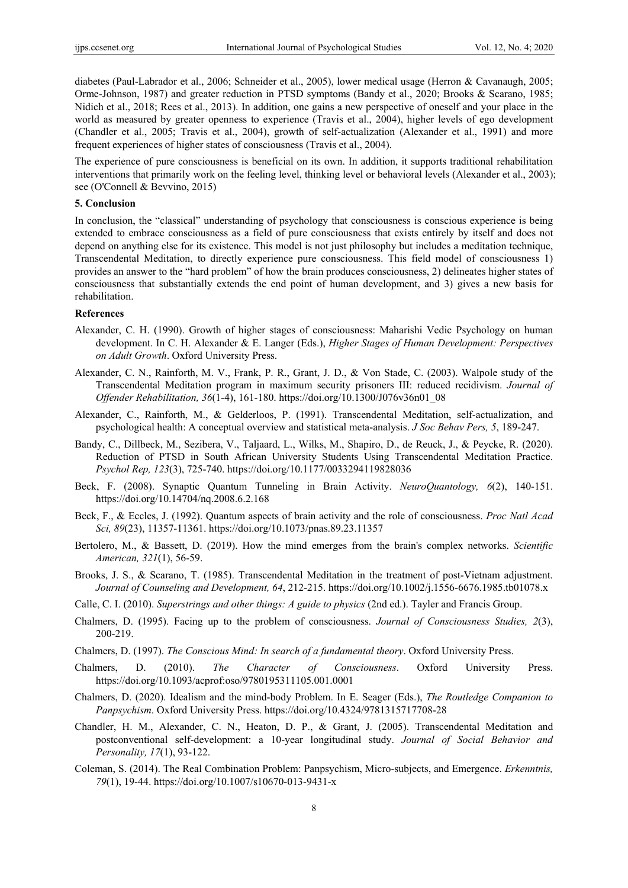diabetes (Paul-Labrador et al., 2006; Schneider et al., 2005), lower medical usage (Herron & Cavanaugh, 2005; Orme-Johnson, 1987) and greater reduction in PTSD symptoms (Bandy et al., 2020; Brooks & Scarano, 1985; Nidich et al., 2018; Rees et al., 2013). In addition, one gains a new perspective of oneself and your place in the world as measured by greater openness to experience (Travis et al., 2004), higher levels of ego development (Chandler et al., 2005; Travis et al., 2004), growth of self-actualization (Alexander et al., 1991) and more frequent experiences of higher states of consciousness (Travis et al., 2004).

The experience of pure consciousness is beneficial on its own. In addition, it supports traditional rehabilitation interventions that primarily work on the feeling level, thinking level or behavioral levels (Alexander et al., 2003); see (O'Connell & Bevvino, 2015)

## 5. Conclusion

In conclusion, the "classical" understanding of psychology that consciousness is conscious experience is being extended to embrace consciousness as a field of pure consciousness that exists entirely by itself and does not depend on anything else for its existence. This model is not just philosophy but includes a meditation technique, Transcendental Meditation, to directly experience pure consciousness. This field model of consciousness 1) provides an answer to the "hard problem" of how the brain produces consciousness, 2) delineates higher states of consciousness that substantially extends the end point of human development, and 3) gives a new basis for rehabilitation.

## References

Alexander, C. H. (1990). Growth of higher stages of consciousness: Maharishi Vedic Psychology on human development. In C. H. Alexander & E. Langer (Eds.), *Higher Stages of Human Development: Perspectives on Adult Growth*. Oxford University Press.

Alexander, C. N., Rainforth, M. V., Frank, P. R., Grant, J. D., & Von Stade, C. (2003). Walpole study of the Transcendental Meditation program in maximum security prisoners III: reduced recidivism. *Journal of Offender Rehabilitation, 36*(1-4), 161-180. https://doi.org/10.1300/J076v36n01_08

Alexander, C., Rainforth, M., & Gelderloos, P. (1991). Transcendental Meditation, self-actualization, and psychological health: A conceptual overview and statistical meta-analysis. *J Soc Behav Pers, 5*, 189-247.

Bandy, C., Dillbeck, M., Sezibera, V., Taljaard, L., Wilks, M., Shapiro, D., de Reuck, J., & Peycke, R. (2020). Reduction of PTSD in South African University Students Using Transcendental Meditation Practice. *Psychol Rep, 123*(3), 725-740. https://doi.org/10.1177/0033294119828036

Beck, F. (2008). Synaptic Quantum Tunneling in Brain Activity. *NeuroQuantology, 6*(2), 140-151. https://doi.org/10.14704/nq.2008.6.2.168

Beck, F., & Eccles, J. (1992). Quantum aspects of brain activity and the role of consciousness. *Proc Natl Acad Sci, 89*(23), 11357-11361. https://doi.org/10.1073/pnas.89.23.11357

Bertolero, M., & Bassett, D. (2019). How the mind emerges from the brain's complex networks. *Scientific American, 321*(1), 56-59.

Brooks, J. S., & Scarano, T. (1985). Transcendental Meditation in the treatment of post-Vietnam adjustment. *Journal of Counseling and Development, 64*, 212-215. https://doi.org/10.1002/j.1556-6676.1985.tb01078.x

Calle, C. I. (2010). *Superstrings and other things: A guide to physics* (2nd ed.). Tayler and Francis Group.

Chalmers, D. (1995). Facing up to the problem of consciousness. *Journal of Consciousness Studies, 2*(3), 200-219.

Chalmers, D. (1997). *The Conscious Mind: In search of a fundamental theory*. Oxford University Press.

Chalmers, D. (2010). *The Character of Consciousness*. Oxford University Press. https://doi.org/10.1093/acprof:oso/9780195311105.001.0001

Chalmers, D. (2020). Idealism and the mind-body Problem. In E. Seager (Eds.), *The Routledge Companion to Panpsychism*. Oxford University Press. https://doi.org/10.4324/9781315717708-28

Chandler, H. M., Alexander, C. N., Heaton, D. P., & Grant, J. (2005). Transcendental Meditation and postconventional self-development: a 10-year longitudinal study. *Journal of Social Behavior and Personality, 17*(1), 93-122.

Coleman, S. (2014). The Real Combination Problem: Panpsychism, Micro-subjects, and Emergence. *Erkenntnis, 79*(1), 19-44. https://doi.org/10.1007/s10670-013-9431-x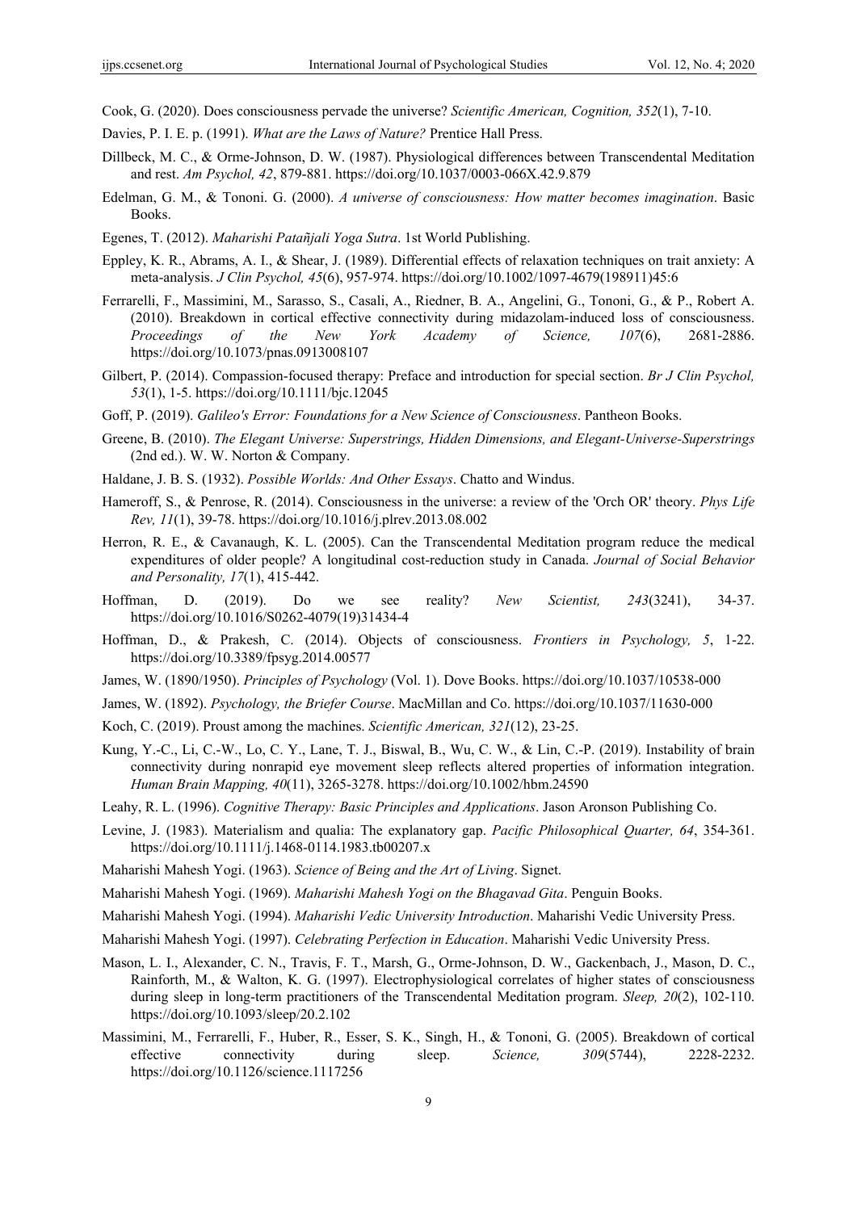Cook, G. (2020). Does consciousness pervade the universe? *Scientific American, Cognition, 352*(1), 7-10.

Davies, P. I. E. p. (1991). *What are the Laws of Nature?* Prentice Hall Press.

Dillbeck, M. C., & Orme-Johnson, D. W. (1987). Physiological differences between Transcendental Meditation and rest. *Am Psychol, 42*, 879-881. https://doi.org/10.1037/0003-066X.42.9.879

Edelman, G. M., & Tononi. G. (2000). *A universe of consciousness: How matter becomes imagination*. Basic Books.

Egenes, T. (2012). *Maharishi Patañjali Yoga Sutra*. 1st World Publishing.

Eppley, K. R., Abrams, A. I., & Shear, J. (1989). Differential effects of relaxation techniques on trait anxiety: A meta-analysis. *J Clin Psychol, 45*(6), 957-974. https://doi.org/10.1002/1097-4679(198911)45:6

Ferrarelli, F., Massimini, M., Sarasso, S., Casali, A., Riedner, B. A., Angelini, G., Tononi, G., & P., Robert A. (2010). Breakdown in cortical effective connectivity during midazolam-induced loss of consciousness. *Proceedings of the New York Academy of Science, 107*(6), 2681-2886. https://doi.org/10.1073/pnas.0913008107

Gilbert, P. (2014). Compassion-focused therapy: Preface and introduction for special section. *Br J Clin Psychol, 53*(1), 1-5. https://doi.org/10.1111/bjc.12045

Goff, P. (2019). *Galileo's Error: Foundations for a New Science of Consciousness*. Pantheon Books.

Greene, B. (2010). *The Elegant Universe: Superstrings, Hidden Dimensions, and Elegant-Universe-Superstrings* (2nd ed.). W. W. Norton & Company.

Haldane, J. B. S. (1932). *Possible Worlds: And Other Essays*. Chatto and Windus.

Hameroff, S., & Penrose, R. (2014). Consciousness in the universe: a review of the 'Orch OR' theory. *Phys Life Rev, 11*(1), 39-78. https://doi.org/10.1016/j.plrev.2013.08.002

Herron, R. E., & Cavanaugh, K. L. (2005). Can the Transcendental Meditation program reduce the medical expenditures of older people? A longitudinal cost-reduction study in Canada. *Journal of Social Behavior and Personality, 17*(1), 415-442.

Hoffman, D. (2019). Do we see reality? *New Scientist, 243*(3241), 34-37. https://doi.org/10.1016/S0262-4079(19)31434-4

Hoffman, D., & Prakesh, C. (2014). Objects of consciousness. *Frontiers in Psychology, 5*, 1-22. https://doi.org/10.3389/fpsyg.2014.00577

James, W. (1890/1950). *Principles of Psychology* (Vol. 1). Dove Books. https://doi.org/10.1037/10538-000

James, W. (1892). *Psychology, the Briefer Course*. MacMillan and Co. https://doi.org/10.1037/11630-000

Koch, C. (2019). Proust among the machines. *Scientific American, 321*(12), 23-25.

Kung, Y.-C., Li, C.-W., Lo, C. Y., Lane, T. J., Biswal, B., Wu, C. W., & Lin, C.-P. (2019). Instability of brain connectivity during nonrapid eye movement sleep reflects altered properties of information integration. *Human Brain Mapping, 40*(11), 3265-3278. https://doi.org/10.1002/hbm.24590

Leahy, R. L. (1996). *Cognitive Therapy: Basic Principles and Applications*. Jason Aronson Publishing Co.

Levine, J. (1983). Materialism and qualia: The explanatory gap. *Pacific Philosophical Quarter, 64*, 354-361. https://doi.org/10.1111/j.1468-0114.1983.tb00207.x

Maharishi Mahesh Yogi. (1963). *Science of Being and the Art of Living*. Signet.

Maharishi Mahesh Yogi. (1969). *Maharishi Mahesh Yogi on the Bhagavad Gita*. Penguin Books.

Maharishi Mahesh Yogi. (1994). *Maharishi Vedic University Introduction*. Maharishi Vedic University Press.

Maharishi Mahesh Yogi. (1997). *Celebrating Perfection in Education*. Maharishi Vedic University Press.

Mason, L. I., Alexander, C. N., Travis, F. T., Marsh, G., Orme-Johnson, D. W., Gackenbach, J., Mason, D. C., Rainforth, M., & Walton, K. G. (1997). Electrophysiological correlates of higher states of consciousness during sleep in long-term practitioners of the Transcendental Meditation program. *Sleep, 20*(2), 102-110. https://doi.org/10.1093/sleep/20.2.102

Massimini, M., Ferrarelli, F., Huber, R., Esser, S. K., Singh, H., & Tononi, G. (2005). Breakdown of cortical effective connectivity during sleep. *Science, 309*(5744), 2228-2232. https://doi.org/10.1126/science.1117256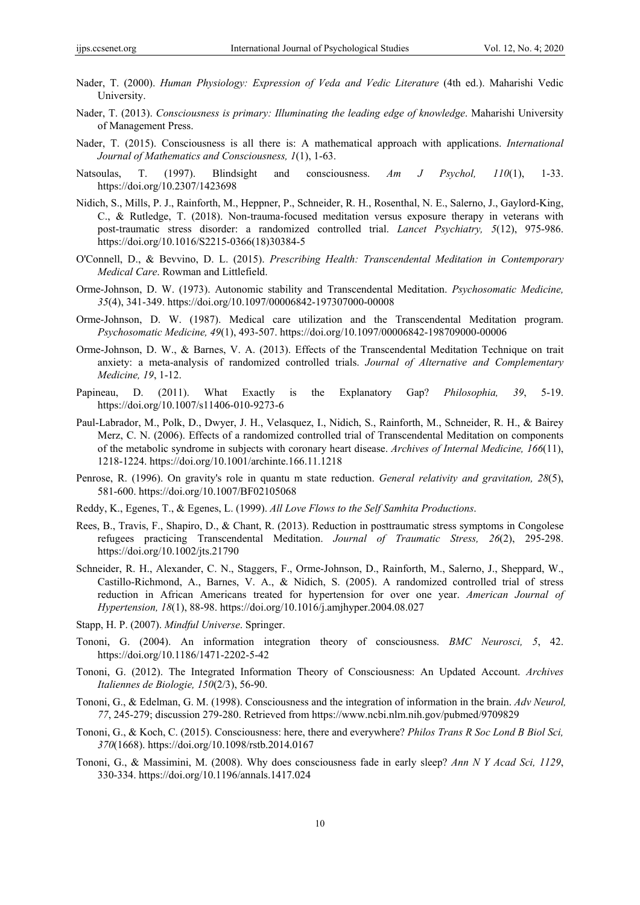Nader, T. (2000). *Human Physiology: Expression of Veda and Vedic Literature* (4th ed.). Maharishi Vedic University.

Nader, T. (2013). *Consciousness is primary: Illuminating the leading edge of knowledge*. Maharishi University of Management Press.

Nader, T. (2015). Consciousness is all there is: A mathematical approach with applications. *International Journal of Mathematics and Consciousness, 1*(1), 1-63.

Natsoulas, T. (1997). Blindsight and consciousness. *Am J Psychol, 110*(1), 1-33. https://doi.org/10.2307/1423698

Nidich, S., Mills, P. J., Rainforth, M., Heppner, P., Schneider, R. H., Rosenthal, N. E., Salerno, J., Gaylord-King, C., & Rutledge, T. (2018). Non-trauma-focused meditation versus exposure therapy in veterans with post-traumatic stress disorder: a randomized controlled trial. *Lancet Psychiatry, 5*(12), 975-986. https://doi.org/10.1016/S2215-0366(18)30384-5

O'Connell, D., & Bevvino, D. L. (2015). *Prescribing Health: Transcendental Meditation in Contemporary Medical Care*. Rowman and Littlefield.

Orme-Johnson, D. W. (1973). Autonomic stability and Transcendental Meditation. *Psychosomatic Medicine, 35*(4), 341-349. https://doi.org/10.1097/00006842-197307000-00008

Orme-Johnson, D. W. (1987). Medical care utilization and the Transcendental Meditation program. *Psychosomatic Medicine, 49*(1), 493-507. https://doi.org/10.1097/00006842-198709000-00006

Orme-Johnson, D. W., & Barnes, V. A. (2013). Effects of the Transcendental Meditation Technique on trait anxiety: a meta-analysis of randomized controlled trials. *Journal of Alternative and Complementary Medicine, 19*, 1-12.

Papineau, D. (2011). What Exactly is the Explanatory Gap? *Philosophia, 39*, 5-19. https://doi.org/10.1007/s11406-010-9273-6

Paul-Labrador, M., Polk, D., Dwyer, J. H., Velasquez, I., Nidich, S., Rainforth, M., Schneider, R. H., & Bairey Merz, C. N. (2006). Effects of a randomized controlled trial of Transcendental Meditation on components of the metabolic syndrome in subjects with coronary heart disease. *Archives of Internal Medicine, 166*(11), 1218-1224. https://doi.org/10.1001/archinte.166.11.1218

Penrose, R. (1996). On gravity's role in quantu m state reduction. *General relativity and gravitation, 28*(5), 581-600. https://doi.org/10.1007/BF02105068

Reddy, K., Egenes, T., & Egenes, L. (1999). *All Love Flows to the Self Samhita Productions*.

Rees, B., Travis, F., Shapiro, D., & Chant, R. (2013). Reduction in posttraumatic stress symptoms in Congolese refugees practicing Transcendental Meditation. *Journal of Traumatic Stress, 26*(2), 295-298. https://doi.org/10.1002/jts.21790

Schneider, R. H., Alexander, C. N., Staggers, F., Orme-Johnson, D., Rainforth, M., Salerno, J., Sheppard, W., Castillo-Richmond, A., Barnes, V. A., & Nidich, S. (2005). A randomized controlled trial of stress reduction in African Americans treated for hypertension for over one year. *American Journal of Hypertension, 18*(1), 88-98. https://doi.org/10.1016/j.amjhyper.2004.08.027

Stapp, H. P. (2007). *Mindful Universe*. Springer.

Tononi, G. (2004). An information integration theory of consciousness. *BMC Neurosci, 5*, 42. https://doi.org/10.1186/1471-2202-5-42

Tononi, G. (2012). The Integrated Information Theory of Consciousness: An Updated Account. *Archives Italiennes de Biologie, 150*(2/3), 56-90.

Tononi, G., & Edelman, G. M. (1998). Consciousness and the integration of information in the brain. *Adv Neurol, 77*, 245-279; discussion 279-280. Retrieved from https://www.ncbi.nlm.nih.gov/pubmed/9709829

Tononi, G., & Koch, C. (2015). Consciousness: here, there and everywhere? *Philos Trans R Soc Lond B Biol Sci, 370*(1668). https://doi.org/10.1098/rstb.2014.0167

Tononi, G., & Massimini, M. (2008). Why does consciousness fade in early sleep? *Ann N Y Acad Sci, 1129*, 330-334. https://doi.org/10.1196/annals.1417.024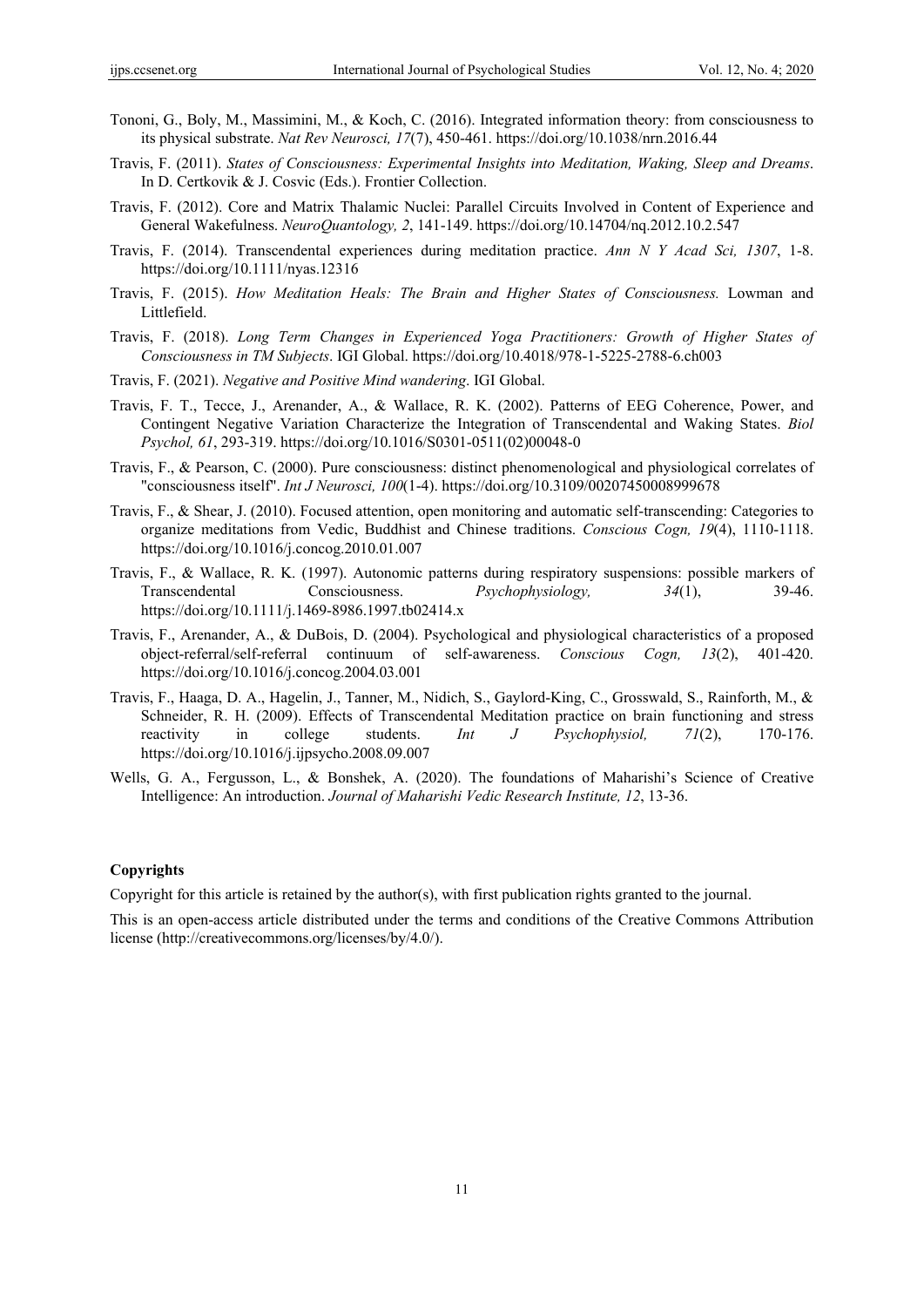Tononi, G., Boly, M., Massimini, M., & Koch, C. (2016). Integrated information theory: from consciousness to its physical substrate. *Nat Rev Neurosci, 17*(7), 450-461. https://doi.org/10.1038/nrn.2016.44

Travis, F. (2011). *States of Consciousness: Experimental Insights into Meditation, Waking, Sleep and Dreams*. In D. Certkovik & J. Cosvic (Eds.). Frontier Collection.

Travis, F. (2012). Core and Matrix Thalamic Nuclei: Parallel Circuits Involved in Content of Experience and General Wakefulness. *NeuroQuantology, 2*, 141-149. https://doi.org/10.14704/nq.2012.10.2.547

Travis, F. (2014). Transcendental experiences during meditation practice. *Ann N Y Acad Sci, 1307*, 1-8. https://doi.org/10.1111/nyas.12316

Travis, F. (2015). *How Meditation Heals: The Brain and Higher States of Consciousness.* Lowman and Littlefield.

Travis, F. (2018). *Long Term Changes in Experienced Yoga Practitioners: Growth of Higher States of Consciousness in TM Subjects*. IGI Global. https://doi.org/10.4018/978-1-5225-2788-6.ch003

Travis, F. (2021). *Negative and Positive Mind wandering*. IGI Global.

Travis, F. T., Tecce, J., Arenander, A., & Wallace, R. K. (2002). Patterns of EEG Coherence, Power, and Contingent Negative Variation Characterize the Integration of Transcendental and Waking States. *Biol Psychol, 61*, 293-319. https://doi.org/10.1016/S0301-0511(02)00048-0

Travis, F., & Pearson, C. (2000). Pure consciousness: distinct phenomenological and physiological correlates of "consciousness itself". *Int J Neurosci, 100*(1-4). https://doi.org/10.3109/00207450008999678

Travis, F., & Shear, J. (2010). Focused attention, open monitoring and automatic self-transcending: Categories to organize meditations from Vedic, Buddhist and Chinese traditions. *Conscious Cogn, 19*(4), 1110-1118. https://doi.org/10.1016/j.concog.2010.01.007

Travis, F., & Wallace, R. K. (1997). Autonomic patterns during respiratory suspensions: possible markers of Transcendental Consciousness. *Psychophysiology, 34*(1), 39-46. https://doi.org/10.1111/j.1469-8986.1997.tb02414.x

Travis, F., Arenander, A., & DuBois, D. (2004). Psychological and physiological characteristics of a proposed object-referral/self-referral continuum of self-awareness. *Conscious Cogn, 13*(2), 401-420. https://doi.org/10.1016/j.concog.2004.03.001

Travis, F., Haaga, D. A., Hagelin, J., Tanner, M., Nidich, S., Gaylord-King, C., Grosswald, S., Rainforth, M., & Schneider, R. H. (2009). Effects of Transcendental Meditation practice on brain functioning and stress reactivity in college students. *Int J Psychophysiol, 71*(2), 170-176. https://doi.org/10.1016/j.ijpsycho.2008.09.007

Wells, G. A., Fergusson, L., & Bonshek, A. (2020). The foundations of Maharishi's Science of Creative Intelligence: An introduction. *Journal of Maharishi Vedic Research Institute, 12*, 13-36.

**Copyrights**

Copyright for this article is retained by the author(s), with first publication rights granted to the journal.

This is an open-access article distributed under the terms and conditions of the Creative Commons Attribution license (http://creativecommons.org/licenses/by/4.0/).